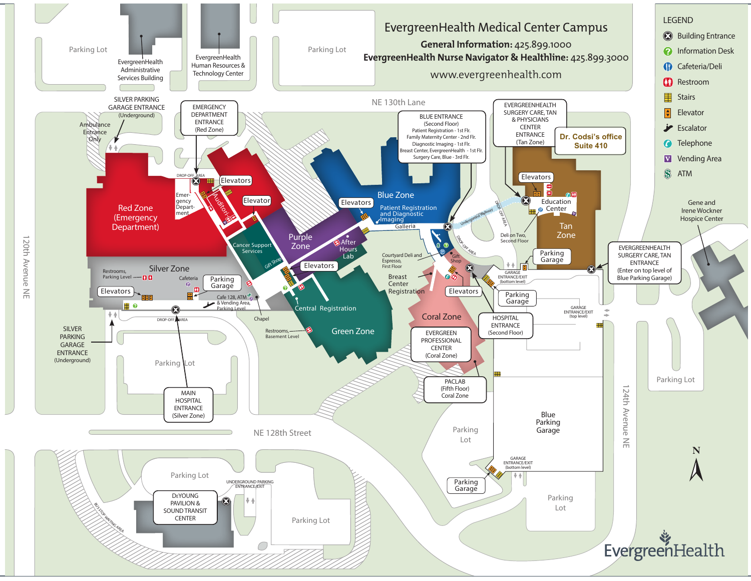# EvergreenHealth Medical Center Campus

**General Information:** 425.899.1000

**EvergreenHealth Nurse Navigator & Healthline:** 425.899.3000

www.evergreenhealth.com

## LEGEND

- Building Entrance
- Information Desk
- Cafeteria/Deli
- Restroom
- Stairs
- Elevator
- Escalator
- Telephone
- Vending Area
- ATM

Parking Lot

EvergreenHealth Administrative Services Building

EvergreenHealth Human Resources & Technology Center

Parking Lot

NE 130th Lane

SILVER PARKING GARAGE ENTRANCE (Underground)

Ambulance Entrance Only

EMERGENCY DEPARTMENT ENTRANCE (Red Zone)

BLUE ENTRANCE (Second Floor)
Patient Registration - 1st Flr.
Family Maternity Center - 2nd Flr.
Diagnostic Imaging - 1st Flr.
Breast Center, EvergreenHealth - 1st Flr.
Surgery Care, Blue - 3rd Flr.

EVERGREENHEALTH SURGERY CARE, TAN & PHYSICIANS CENTER ENTRANCE (Tan Zone)

**Dr. Codsi's office Suite 410**

DROP-OFF AREA

Elevators

Elevator

Auditorium

Emergency Department

Red Zone (Emergency Department)

Cancer Support Services

Gift Shop

Purple Zone

After Hours Lab

Elevators

Blue Zone

Patient Registration and Diagnostic Imaging

Galleria

Underground Walkway

DROP-OFF AREA

Elevators

Education Center

Tan Zone

Deli on Two, Second Floor

Parking Garage

Gene and Irene Wockner Hospice Center

EVERGREENHEALTH SURGERY CARE, TAN ENTRANCE (Enter on top level of Blue Parking Garage)

Silver Zone

Restrooms, Parking Level

Cafeteria

Parking Garage

Elevators

Cafe 128, ATM & Vending Area, Parking Level

Elevators

Courtyard Deli and Espresso, First Floor

Breast Center Registration

Gift Shop

DROP-OFF AREA

Elevators

GARAGE ENTRANCE/EXIT (bottom level)

Parking Garage

GARAGE ENTRANCE/EXIT (top level)

SILVER PARKING GARAGE ENTRANCE (Underground)

DROP-OFF AREA

Chapel

Central Registration

Restrooms, Basement Level

Green Zone

Coral Zone

HOSPITAL ENTRANCE (Second Floor)

EVERGREEN PROFESSIONAL CENTER (Coral Zone)

120th Avenue NE

Parking Lot

MAIN HOSPITAL ENTRANCE (Silver Zone)

PACLAB (Fifth Floor) Coral Zone

Blue Parking Garage

124th Avenue NE

Parking Lot

NE 128th Street

Parking Lot

GARAGE ENTRANCE/EXIT (bottom level)

Parking Garage

Parking Lot

Parking Lot

UNDERGROUND PARKING ENTRANCE/EXIT

DeYOUNG PAVILION & SOUND TRANSIT CENTER

BUS STOP WAITING AREA

Parking Lot

N

EvergreenHealth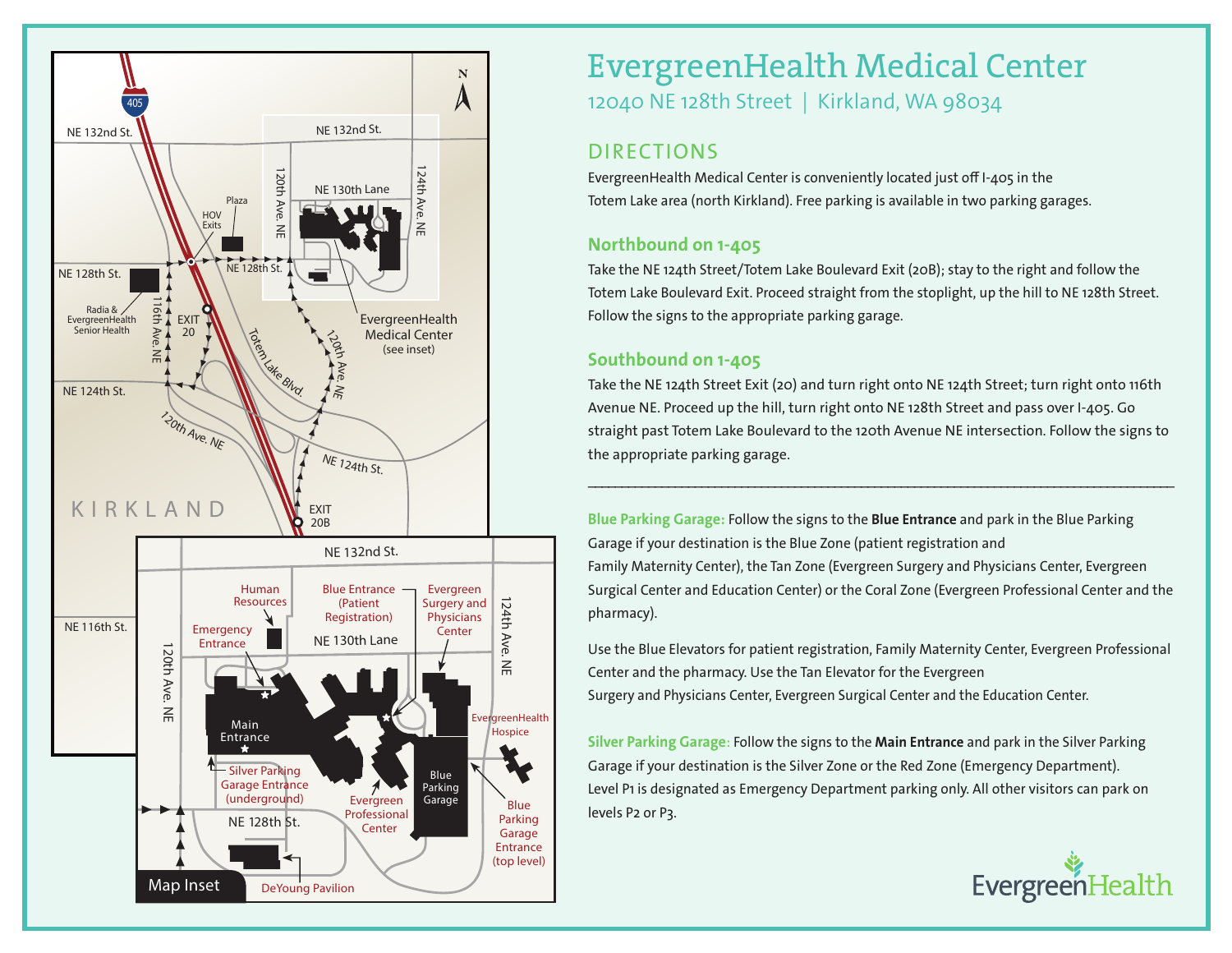# EvergreenHealth Medical Center

12040 NE 128th Street | Kirkland, WA 98034

## DIRECTIONS

EvergreenHealth Medical Center is conveniently located just off I-405 in the Totem Lake area (north Kirkland). Free parking is available in two parking garages.

### Northbound on 1-405

Take the NE 124th Street/Totem Lake Boulevard Exit (20B); stay to the right and follow the Totem Lake Boulevard Exit. Proceed straight from the stoplight, up the hill to NE 128th Street. Follow the signs to the appropriate parking garage.

### Southbound on 1-405

Take the NE 124th Street Exit (20) and turn right onto NE 124th Street; turn right onto 116th Avenue NE. Proceed up the hill, turn right onto NE 128th Street and pass over I-405. Go straight past Totem Lake Boulevard to the 120th Avenue NE intersection. Follow the signs to the appropriate parking garage.

---

**Blue Parking Garage:** Follow the signs to the **Blue Entrance** and park in the Blue Parking Garage if your destination is the Blue Zone (patient registration and Family Maternity Center), the Tan Zone (Evergreen Surgery and Physicians Center, Evergreen Surgical Center and Education Center) or the Coral Zone (Evergreen Professional Center and the pharmacy).

Use the Blue Elevators for patient registration, Family Maternity Center, Evergreen Professional Center and the pharmacy. Use the Tan Elevator for the Evergreen Surgery and Physicians Center, Evergreen Surgical Center and the Education Center.

**Silver Parking Garage:** Follow the signs to the **Main Entrance** and park in the Silver Parking Garage if your destination is the Silver Zone or the Red Zone (Emergency Department). Level P1 is designated as Emergency Department parking only. All other visitors can park on levels P2 or P3.

EvergreenHealth